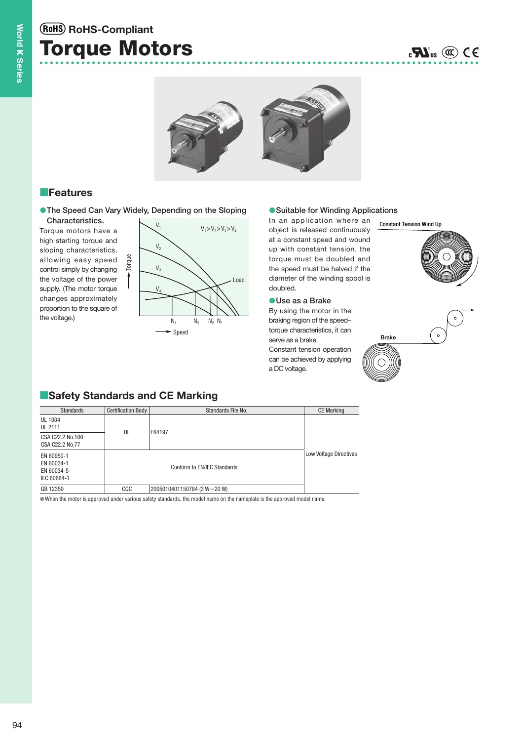RoHS RoHS-Compliant

# Torque Motors

## Features

**● The Speed Can Vary Widely, Depending on the Sloping Characteristics.**

Torque motors have a high starting torque and sloping characteristics, allowing easy speed control simply by changing the voltage of the power supply. (The motor torque changes approximately in proportion to the square of the voltage.)

$V_1 > V_2 > V_3 > V_4$

**● Suitable for Winding Applications**

In an application where an object is released continuously at a constant speed and wound up with constant tension, the torque must be doubled and the speed must be halved if the diameter of the winding spool is doubled.

**● Use as a Brake**

By using the motor in the braking region of the speed–torque characteristics, it can serve as a brake.

Constant tension operation can be achieved by applying a DC voltage.

## Safety Standards and CE Marking

| Standards | Certification Body | Standards File No. | CE Marking |
|---|---|---|---|
| UL 1004<br>UL 2111 | UL | E64197 | Low Voltage Directives |
| CSA C22.2 No.100<br>CSA C22.2 No.77 | | | |
| EN 60950-1<br>EN 60034-1<br>EN 60034-5<br>IEC 60664-1 | Conform to EN/IEC Standards | | |
| GB 12350 | CQC | 2005010401150784 (3 W~20 W) | |

● When the motor is approved under various safety standards, the model name on the nameplate is the approved model name.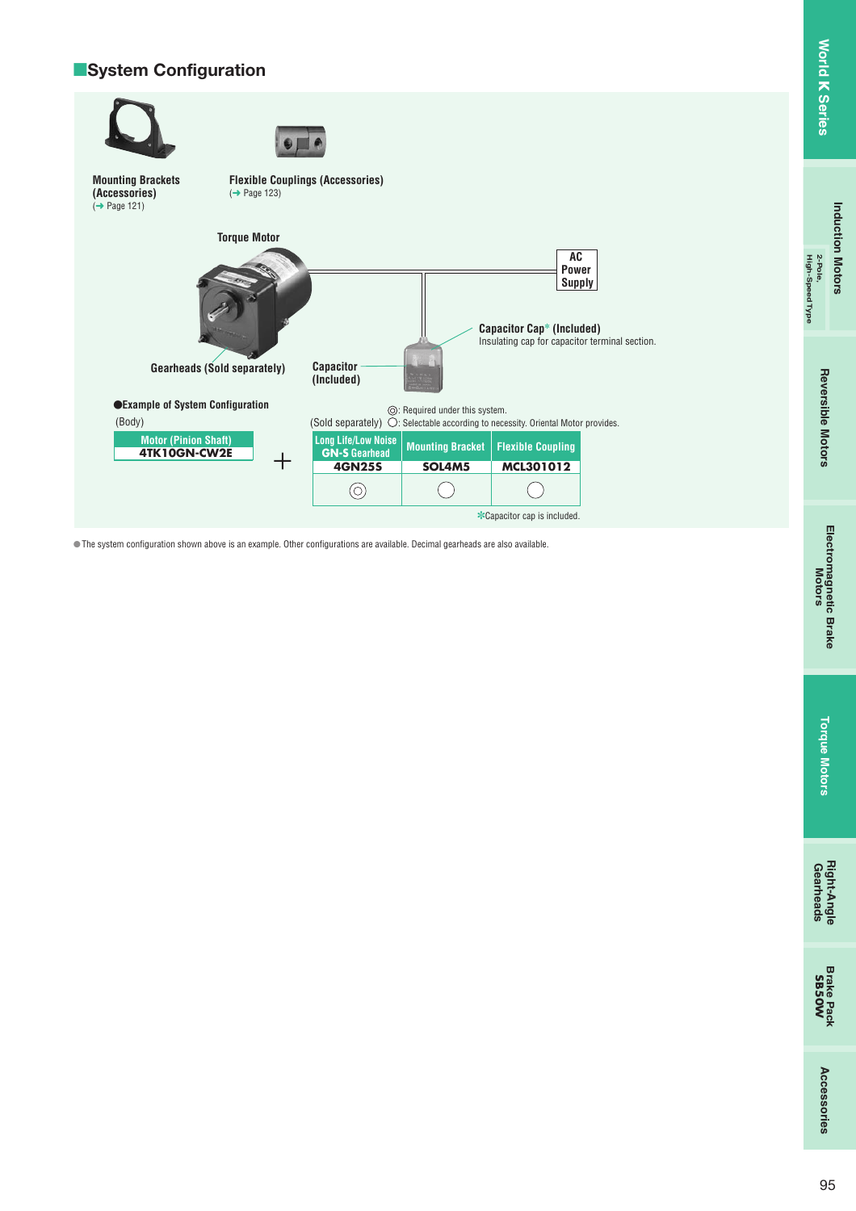## System Configuration

**Mounting Brackets (Accessories)**
(➜ Page 121)

**Flexible Couplings (Accessories)**
(➜ Page 123)

**Torque Motor**

**AC Power Supply**

**Capacitor Cap*** **(Included)**
Insulating cap for capacitor terminal section.

**Gearheads (Sold separately)**

**Capacitor (Included)**

● **Example of System Configuration**

◎: Required under this system.
○: Selectable according to necessity. Oriental Motor provides.

| (Body) Motor (Pinion Shaft) |  | (Sold separately) Long Life/Low Noise GN-S Gearhead | Mounting Bracket | Flexible Coupling |
|---|---|---|---|---|
| 4TK10GN-CW2E | + | 4GN25S | SOL4M5 | MCL301012 |
|  |  | ◎ | ○ | ○ |

*Capacitor cap is included.

● The system configuration shown above is an example. Other configurations are available. Decimal gearheads are also available.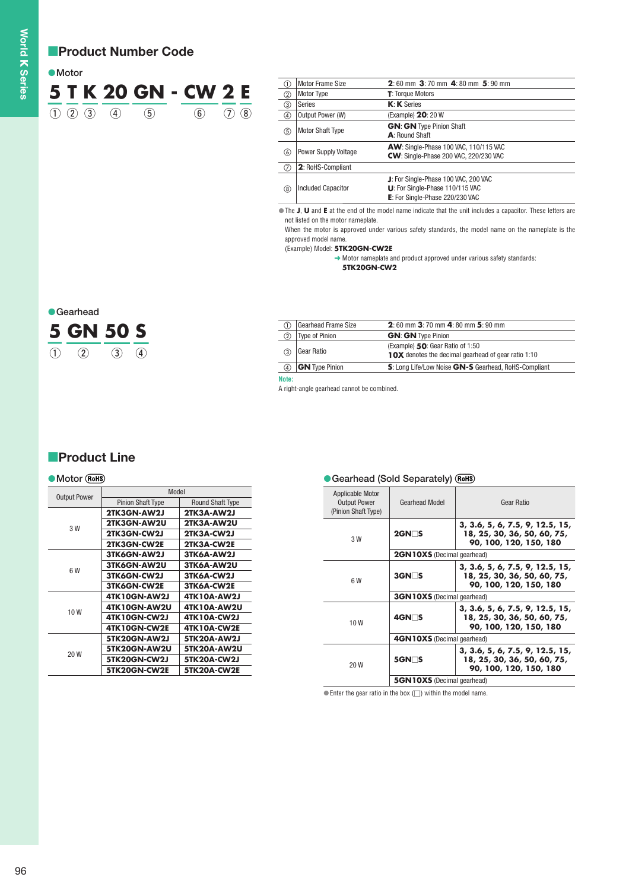## Product Number Code

### ● Motor

**5 T K 20 GN - CW 2 E**
① ② ③ ④ ⑤ ⑥ ⑦ ⑧

| | | |
|---|---|---|
| ① | Motor Frame Size | **2**: 60 mm **3**: 70 mm **4**: 80 mm **5**: 90 mm |
| ② | Motor Type | **T**: Torque Motors |
| ③ | Series | **K**: **K** Series |
| ④ | Output Power (W) | (Example) **20**: 20 W |
| ⑤ | Motor Shaft Type | **GN**: **GN** Type Pinion Shaft<br>**A**: Round Shaft |
| ⑥ | Power Supply Voltage | **AW**: Single-Phase 100 VAC, 110/115 VAC<br>**CW**: Single-Phase 200 VAC, 220/230 VAC |
| ⑦ | **2**: RoHS-Compliant | |
| ⑧ | Included Capacitor | **J**: For Single-Phase 100 VAC, 200 VAC<br>**U**: For Single-Phase 110/115 VAC<br>**E**: For Single-Phase 220/230 VAC |

● The **J**, **U** and **E** at the end of the model name indicate that the unit includes a capacitor. These letters are not listed on the motor nameplate.
When the motor is approved under various safety standards, the model name on the nameplate is the approved model name.
(Example) Model: **5TK20GN-CW2E**
→ Motor nameplate and product approved under various safety standards: **5TK20GN-CW2**

### ● Gearhead

**5 GN 50 S**
① ② ③ ④

| | | |
|---|---|---|
| ① | Gearhead Frame Size | **2**: 60 mm **3**: 70 mm **4**: 80 mm **5**: 90 mm |
| ② | Type of Pinion | **GN**: **GN** Type Pinion |
| ③ | Gear Ratio | (Example) **50**: Gear Ratio of 1:50<br>**10X** denotes the decimal gearhead of gear ratio 1:10 |
| ④ | **GN** Type Pinion | **S**: Long Life/Low Noise **GN-S** Gearhead, RoHS-Compliant |

**Note:**
A right-angle gearhead cannot be combined.

## Product Line

### ● Motor (RoHS)

| Output Power | Model | |
|---|---|---|
| | Pinion Shaft Type | Round Shaft Type |
| 3 W | **2TK3GN-AW2J** | **2TK3A-AW2J** |
| | **2TK3GN-AW2U** | **2TK3A-AW2U** |
| | **2TK3GN-CW2J** | **2TK3A-CW2J** |
| | **2TK3GN-CW2E** | **2TK3A-CW2E** |
| 6 W | **3TK6GN-AW2J** | **3TK6A-AW2J** |
| | **3TK6GN-AW2U** | **3TK6A-AW2U** |
| | **3TK6GN-CW2J** | **3TK6A-CW2J** |
| | **3TK6GN-CW2E** | **3TK6A-CW2E** |
| 10 W | **4TK10GN-AW2J** | **4TK10A-AW2J** |
| | **4TK10GN-AW2U** | **4TK10A-AW2U** |
| | **4TK10GN-CW2J** | **4TK10A-CW2J** |
| | **4TK10GN-CW2E** | **4TK10A-CW2E** |
| 20 W | **5TK20GN-AW2J** | **5TK20A-AW2J** |
| | **5TK20GN-AW2U** | **5TK20A-AW2U** |
| | **5TK20GN-CW2J** | **5TK20A-CW2J** |
| | **5TK20GN-CW2E** | **5TK20A-CW2E** |

### ● Gearhead (Sold Separately) (RoHS)

| Applicable Motor Output Power (Pinion Shaft Type) | Gearhead Model | Gear Ratio |
|---|---|---|
| 3 W | **2GN□S** | **3, 3.6, 5, 6, 7.5, 9, 12.5, 15, 18, 25, 30, 36, 50, 60, 75, 90, 100, 120, 150, 180** |
| | **2GN10XS** (Decimal gearhead) | |
| 6 W | **3GN□S** | **3, 3.6, 5, 6, 7.5, 9, 12.5, 15, 18, 25, 30, 36, 50, 60, 75, 90, 100, 120, 150, 180** |
| | **3GN10XS** (Decimal gearhead) | |
| 10 W | **4GN□S** | **3, 3.6, 5, 6, 7.5, 9, 12.5, 15, 18, 25, 30, 36, 50, 60, 75, 90, 100, 120, 150, 180** |
| | **4GN10XS** (Decimal gearhead) | |
| 20 W | **5GN□S** | **3, 3.6, 5, 6, 7.5, 9, 12.5, 15, 18, 25, 30, 36, 50, 60, 75, 90, 100, 120, 150, 180** |
| | **5GN10XS** (Decimal gearhead) | |

● Enter the gear ratio in the box (□) within the model name.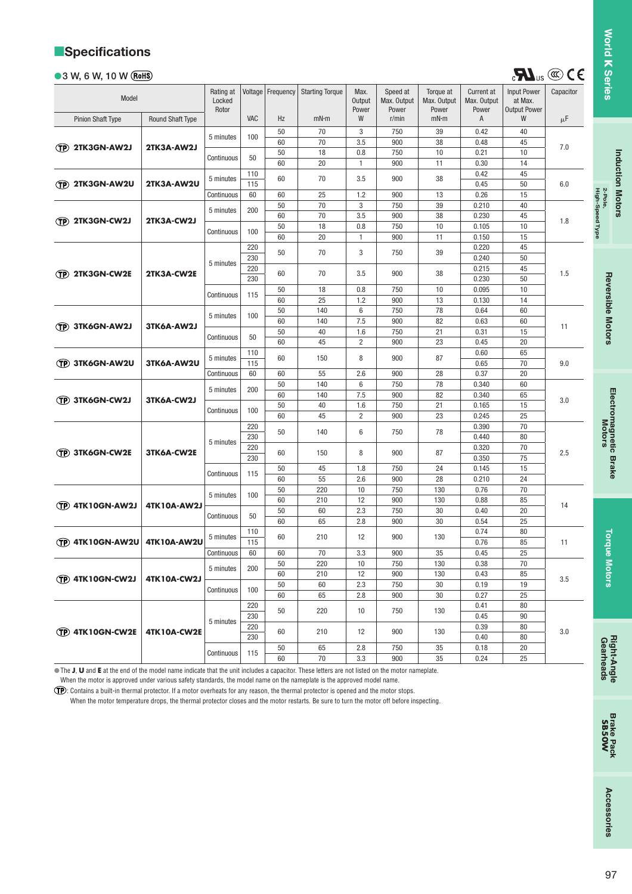## ■Specifications

### ●3 W, 6 W, 10 W (RoHS)

| Model | | Rating at Locked Rotor | Voltage | Frequency | Starting Torque | Max. Output Power | Speed at Max. Output Power | Torque at Max. Output Power | Current at Max. Output Power | Input Power at Max. Output Power | Capacitor |
|---|---|---|---|---|---|---|---|---|---|---|---|
| Pinion Shaft Type | Round Shaft Type | | VAC | Hz | mN·m | W | r/min | mN·m | A | W | μF |
| (TP) 2TK3GN-AW2J | 2TK3A-AW2J | 5 minutes | 100 | 50 | 70 | 3 | 750 | 39 | 0.42 | 40 | 7.0 |
| | | | | 60 | 70 | 3.5 | 900 | 38 | 0.48 | 45 | |
| | | Continuous | 50 | 50 | 18 | 0.8 | 750 | 10 | 0.21 | 10 | |
| | | | | 60 | 20 | 1 | 900 | 11 | 0.30 | 14 | |
| (TP) 2TK3GN-AW2U | 2TK3A-AW2U | 5 minutes | 110 | 60 | 70 | 3.5 | 900 | 38 | 0.42 | 45 | 6.0 |
| | | | 115 | | | | | | 0.45 | 50 | |
| | | Continuous | 60 | 60 | 25 | 1.2 | 900 | 13 | 0.26 | 15 | |
| (TP) 2TK3GN-CW2J | 2TK3A-CW2J | 5 minutes | 200 | 50 | 70 | 3 | 750 | 39 | 0.210 | 40 | 1.8 |
| | | | | 60 | 70 | 3.5 | 900 | 38 | 0.230 | 45 | |
| | | Continuous | 100 | 50 | 18 | 0.8 | 750 | 10 | 0.105 | 10 | |
| | | | | 60 | 20 | 1 | 900 | 11 | 0.150 | 15 | |
| (TP) 2TK3GN-CW2E | 2TK3A-CW2E | 5 minutes | 220 | 50 | 70 | 3 | 750 | 39 | 0.220 | 45 | 1.5 |
| | | | 230 | | | | | | 0.240 | 50 | |
| | | | 220 | 60 | 70 | 3.5 | 900 | 38 | 0.215 | 45 | |
| | | | 230 | | | | | | 0.230 | 50 | |
| | | Continuous | 115 | 50 | 18 | 0.8 | 750 | 10 | 0.095 | 10 | |
| | | | | 60 | 25 | 1.2 | 900 | 13 | 0.130 | 14 | |
| (TP) 3TK6GN-AW2J | 3TK6A-AW2J | 5 minutes | 100 | 50 | 140 | 6 | 750 | 78 | 0.64 | 60 | 11 |
| | | | | 60 | 140 | 7.5 | 900 | 82 | 0.63 | 60 | |
| | | Continuous | 50 | 50 | 40 | 1.6 | 750 | 21 | 0.31 | 15 | |
| | | | | 60 | 45 | 2 | 900 | 23 | 0.45 | 20 | |
| (TP) 3TK6GN-AW2U | 3TK6A-AW2U | 5 minutes | 110 | 60 | 150 | 8 | 900 | 87 | 0.60 | 65 | 9.0 |
| | | | 115 | | | | | | 0.65 | 70 | |
| | | Continuous | 60 | 60 | 55 | 2.6 | 900 | 28 | 0.37 | 20 | |
| (TP) 3TK6GN-CW2J | 3TK6A-CW2J | 5 minutes | 200 | 50 | 140 | 6 | 750 | 78 | 0.340 | 60 | 3.0 |
| | | | | 60 | 140 | 7.5 | 900 | 82 | 0.340 | 65 | |
| | | Continuous | 100 | 50 | 40 | 1.6 | 750 | 21 | 0.165 | 15 | |
| | | | | 60 | 45 | 2 | 900 | 23 | 0.245 | 25 | |
| (TP) 3TK6GN-CW2E | 3TK6A-CW2E | 5 minutes | 220 | 50 | 140 | 6 | 750 | 78 | 0.390 | 70 | 2.5 |
| | | | 230 | | | | | | 0.440 | 80 | |
| | | | 220 | 60 | 150 | 8 | 900 | 87 | 0.320 | 70 | |
| | | | 230 | | | | | | 0.350 | 75 | |
| | | Continuous | 115 | 50 | 45 | 1.8 | 750 | 24 | 0.145 | 15 | |
| | | | | 60 | 55 | 2.6 | 900 | 28 | 0.210 | 24 | |
| (TP) 4TK10GN-AW2J | 4TK10A-AW2J | 5 minutes | 100 | 50 | 220 | 10 | 750 | 130 | 0.76 | 70 | 14 |
| | | | | 60 | 210 | 12 | 900 | 130 | 0.88 | 85 | |
| | | Continuous | 50 | 50 | 60 | 2.3 | 750 | 30 | 0.40 | 20 | |
| | | | | 60 | 65 | 2.8 | 900 | 30 | 0.54 | 25 | |
| (TP) 4TK10GN-AW2U | 4TK10A-AW2U | 5 minutes | 110 | 60 | 210 | 12 | 900 | 130 | 0.74 | 80 | 11 |
| | | | 115 | | | | | | 0.76 | 85 | |
| | | Continuous | 60 | 60 | 70 | 3.3 | 900 | 35 | 0.45 | 25 | |
| (TP) 4TK10GN-CW2J | 4TK10A-CW2J | 5 minutes | 200 | 50 | 220 | 10 | 750 | 130 | 0.38 | 70 | 3.5 |
| | | | | 60 | 210 | 12 | 900 | 130 | 0.43 | 85 | |
| | | Continuous | 100 | 50 | 60 | 2.3 | 750 | 30 | 0.19 | 19 | |
| | | | | 60 | 65 | 2.8 | 900 | 30 | 0.27 | 25 | |
| (TP) 4TK10GN-CW2E | 4TK10A-CW2E | 5 minutes | 220 | 50 | 220 | 10 | 750 | 130 | 0.41 | 80 | 3.0 |
| | | | 230 | | | | | | 0.45 | 90 | |
| | | | 220 | 60 | 210 | 12 | 900 | 130 | 0.39 | 80 | |
| | | | 230 | | | | | | 0.40 | 80 | |
| | | Continuous | 115 | 50 | 65 | 2.8 | 750 | 35 | 0.18 | 20 | |
| | | | | 60 | 70 | 3.3 | 900 | 35 | 0.24 | 25 | |

● The **J**, **U** and **E** at the end of the model name indicate that the unit includes a capacitor. These letters are not listed on the motor nameplate. When the motor is approved under various safety standards, the model name on the nameplate is the approved model name.

(TP): Contains a built-in thermal protector. If a motor overheats for any reason, the thermal protector is opened and the motor stops. When the motor temperature drops, the thermal protector closes and the motor restarts. Be sure to turn the motor off before inspecting.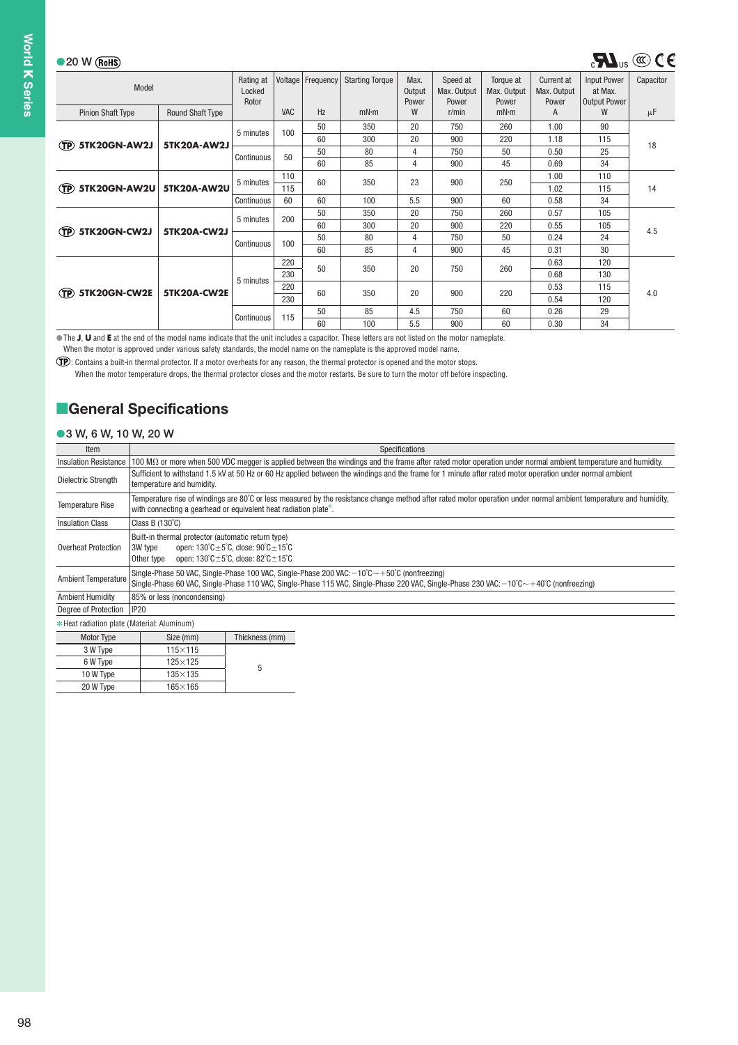●20 W (RoHS)

| Model | | Rating at Locked Rotor | Voltage | Frequency | Starting Torque | Max. Output Power | Speed at Max. Output Power | Torque at Max. Output Power | Current at Max. Output Power | Input Power at Max. Output Power | Capacitor |
|---|---|---|---|---|---|---|---|---|---|---|---|
| Pinion Shaft Type | Round Shaft Type | | VAC | Hz | mN·m | W | r/min | mN·m | A | W | μF |
| (TP) 5TK20GN-AW2J | 5TK20A-AW2J | 5 minutes | 100 | 50 | 350 | 20 | 750 | 260 | 1.00 | 90 | 18 |
| | | | | 60 | 300 | 20 | 900 | 220 | 1.18 | 115 | |
| | | Continuous | 50 | 50 | 80 | 4 | 750 | 50 | 0.50 | 25 | |
| | | | | 60 | 85 | 4 | 900 | 45 | 0.69 | 34 | |
| (TP) 5TK20GN-AW2U | 5TK20A-AW2U | 5 minutes | 110 | 60 | 350 | 23 | 900 | 250 | 1.00 | 110 | 14 |
| | | | 115 | | | | | | 1.02 | 115 | |
| | | Continuous | 60 | 60 | 100 | 5.5 | 900 | 60 | 0.58 | 34 | |
| (TP) 5TK20GN-CW2J | 5TK20A-CW2J | 5 minutes | 200 | 50 | 350 | 20 | 750 | 260 | 0.57 | 105 | 4.5 |
| | | | | 60 | 300 | 20 | 900 | 220 | 0.55 | 105 | |
| | | Continuous | 100 | 50 | 80 | 4 | 750 | 50 | 0.24 | 24 | |
| | | | | 60 | 85 | 4 | 900 | 45 | 0.31 | 30 | |
| (TP) 5TK20GN-CW2E | 5TK20A-CW2E | 5 minutes | 220 | 50 | 350 | 20 | 750 | 260 | 0.63 | 120 | 4.0 |
| | | | 230 | | | | | | 0.68 | 130 | |
| | | | 220 | 60 | 350 | 20 | 900 | 220 | 0.53 | 115 | |
| | | | 230 | | | | | | 0.54 | 120 | |
| | | Continuous | 115 | 50 | 85 | 4.5 | 750 | 60 | 0.26 | 29 | |
| | | | | 60 | 100 | 5.5 | 900 | 60 | 0.30 | 34 | |

● The **J**, **U** and **E** at the end of the model name indicate that the unit includes a capacitor. These letters are not listed on the motor nameplate.
When the motor is approved under various safety standards, the model name on the nameplate is the approved model name.

(TP): Contains a built-in thermal protector. If a motor overheats for any reason, the thermal protector is opened and the motor stops.
When the motor temperature drops, the thermal protector closes and the motor restarts. Be sure to turn the motor off before inspecting.

## General Specifications

●3 W, 6 W, 10 W, 20 W

| Item | Specifications |
|---|---|
| Insulation Resistance | 100 MΩ or more when 500 VDC megger is applied between the windings and the frame after rated motor operation under normal ambient temperature and humidity. |
| Dielectric Strength | Sufficient to withstand 1.5 kV at 50 Hz or 60 Hz applied between the windings and the frame for 1 minute after rated motor operation under normal ambient temperature and humidity. |
| Temperature Rise | Temperature rise of windings are 80˚C or less measured by the resistance change method after rated motor operation under normal ambient temperature and humidity, with connecting a gearhead or equivalent heat radiation plate*. |
| Insulation Class | Class B (130˚C) |
| Overheat Protection | Built-in thermal protector (automatic return type)<br>3W type open: 130˚C±5˚C, close: 90˚C±15˚C<br>Other type open: 130˚C±5˚C, close: 82˚C±15˚C |
| Ambient Temperature | Single-Phase 50 VAC, Single-Phase 100 VAC, Single-Phase 200 VAC: −10˚C～+50˚C (nonfreezing)<br>Single-Phase 60 VAC, Single-Phase 110 VAC, Single-Phase 115 VAC, Single-Phase 220 VAC, Single-Phase 230 VAC: −10˚C～+40˚C (nonfreezing) |
| Ambient Humidity | 85% or less (noncondensing) |
| Degree of Protection | IP20 |

* Heat radiation plate (Material: Aluminum)

| Motor Type | Size (mm) | Thickness (mm) |
|---|---|---|
| 3 W Type | 115×115 | 5 |
| 6 W Type | 125×125 | |
| 10 W Type | 135×135 | |
| 20 W Type | 165×165 | |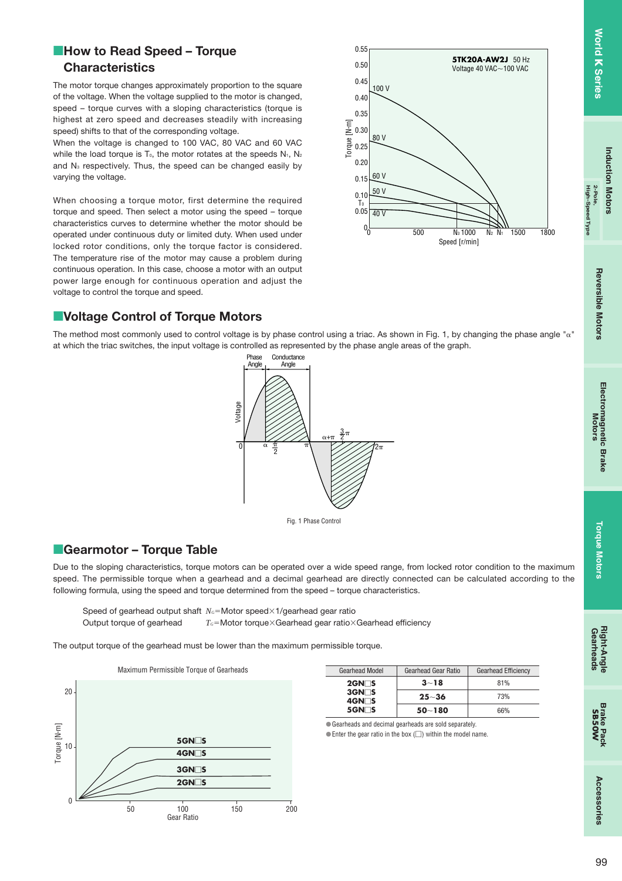## How to Read Speed – Torque Characteristics

The motor torque changes approximately proportion to the square of the voltage. When the voltage supplied to the motor is changed, speed – torque curves with a sloping characteristics (torque is highest at zero speed and decreases steadily with increasing speed) shifts to that of the corresponding voltage.
When the voltage is changed to 100 VAC, 80 VAC and 60 VAC while the load torque is $T_D$, the motor rotates at the speeds $N_1$, $N_2$ and $N_3$ respectively. Thus, the speed can be changed easily by varying the voltage.

When choosing a torque motor, first determine the required torque and speed. Then select a motor using the speed – torque characteristics curves to determine whether the motor should be operated under continuous duty or limited duty. When used under locked rotor conditions, only the torque factor is considered. The temperature rise of the motor may cause a problem during continuous operation. In this case, choose a motor with an output power large enough for continuous operation and adjust the voltage to control the torque and speed.

## Voltage Control of Torque Motors

The method most commonly used to control voltage is by phase control using a triac. As shown in Fig. 1, by changing the phase angle "α" at which the triac switches, the input voltage is controlled as represented by the phase angle areas of the graph.

Fig. 1 Phase Control

## Gearmotor – Torque Table

Due to the sloping characteristics, torque motors can be operated over a wide speed range, from locked rotor condition to the maximum speed. The permissible torque when a gearhead and a decimal gearhead are directly connected can be calculated according to the following formula, using the speed and torque determined from the speed – torque characteristics.

Speed of gearhead output shaft $N_G$=Motor speed×1/gearhead gear ratio
Output torque of gearhead $T_G$=Motor torque×Gearhead gear ratio×Gearhead efficiency

The output torque of the gearhead must be lower than the maximum permissible torque.

| Gearhead Model | Gearhead Gear Ratio | Gearhead Efficiency |
|---|---|---|
| 2GN□S<br>3GN□S<br>4GN□S<br>5GN□S | 3~18 | 81% |
| | 25~36 | 73% |
| | 50~180 | 66% |

- Gearheads and decimal gearheads are sold separately.
- Enter the gear ratio in the box (□) within the model name.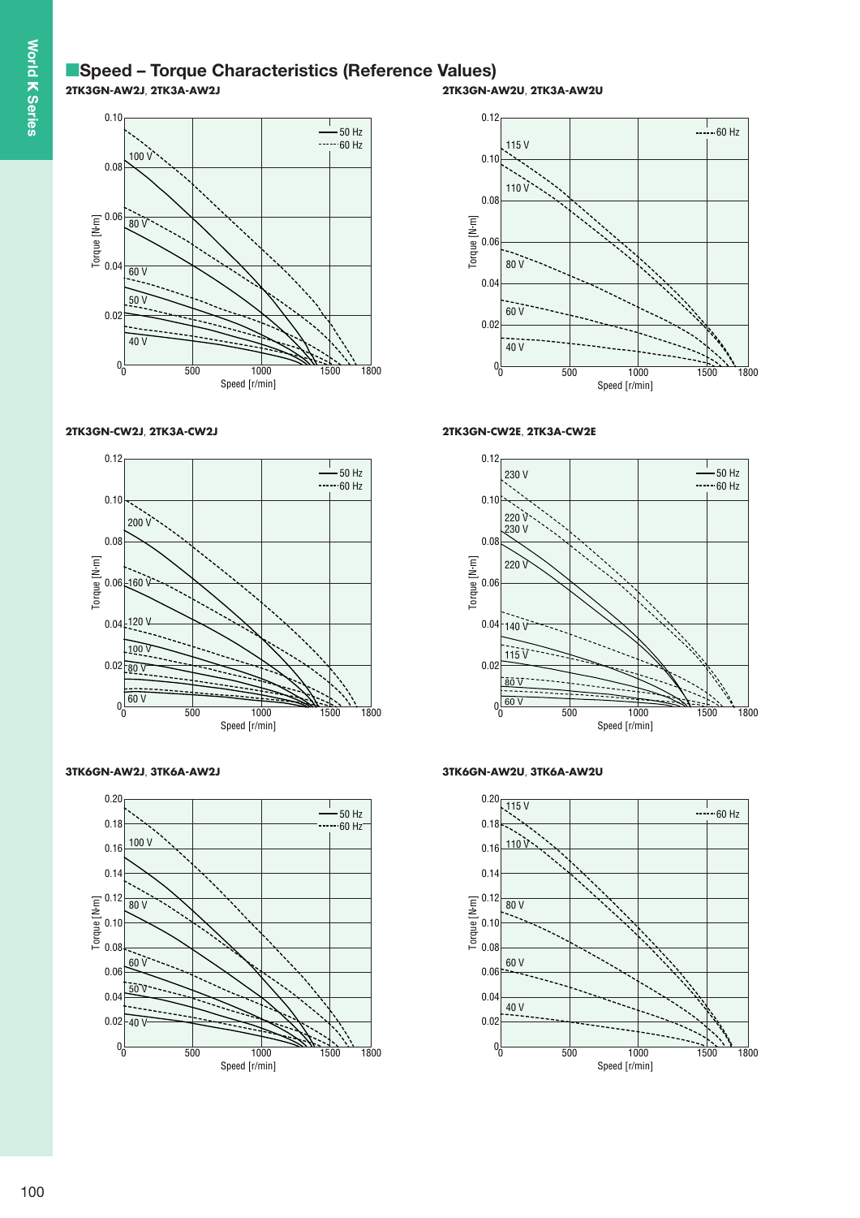## ■Speed – Torque Characteristics (Reference Values)

**2TK3GN-AW2J, 2TK3A-AW2J**

Torque [N·m] vs. Speed [r/min]; 50 Hz (solid), 60 Hz (dashed); curves for 100 V, 80 V, 60 V, 50 V, 40 V

**2TK3GN-AW2U, 2TK3A-AW2U**

Torque [N·m] vs. Speed [r/min]; 60 Hz (dashed); curves for 115 V, 110 V, 80 V, 60 V, 40 V

**2TK3GN-CW2J, 2TK3A-CW2J**

Torque [N·m] vs. Speed [r/min]; 50 Hz (solid), 60 Hz (dashed); curves for 200 V, 160 V, 120 V, 100 V, 80 V, 60 V

**2TK3GN-CW2E, 2TK3A-CW2E**

Torque [N·m] vs. Speed [r/min]; 50 Hz (solid), 60 Hz (dashed); curves for 230 V, 220 V, 140 V, 115 V, 80 V, 60 V

**3TK6GN-AW2J, 3TK6A-AW2J**

Torque [N·m] vs. Speed [r/min]; 50 Hz (solid), 60 Hz (dashed); curves for 100 V, 80 V, 60 V, 50 V, 40 V

**3TK6GN-AW2U, 3TK6A-AW2U**

Torque [N·m] vs. Speed [r/min]; 60 Hz (dashed); curves for 115 V, 110 V, 80 V, 60 V, 40 V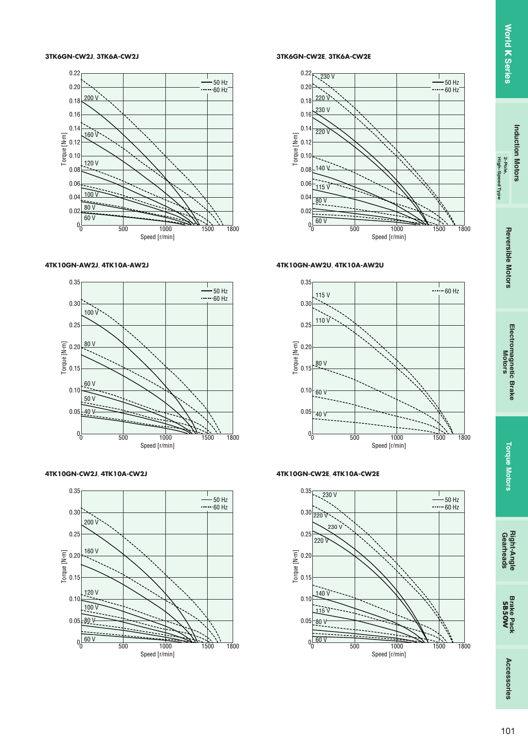**3TK6GN-CW2J**, **3TK6A-CW2J**

Torque [N·m] vs. Speed [r/min] — 50 Hz (solid), 60 Hz (dashed); curves at 200 V, 160 V, 120 V, 100 V, 80 V, 60 V

**3TK6GN-CW2E**, **3TK6A-CW2E**

Torque [N·m] vs. Speed [r/min] — 50 Hz (solid), 60 Hz (dashed); curves at 230 V, 220 V, 230 V, 220 V, 140 V, 115 V, 80 V, 60 V

**4TK10GN-AW2J**, **4TK10A-AW2J**

Torque [N·m] vs. Speed [r/min] — 50 Hz (solid), 60 Hz (dashed); curves at 100 V, 80 V, 60 V, 50 V, 40 V

**4TK10GN-AW2U**, **4TK10A-AW2U**

Torque [N·m] vs. Speed [r/min] — 60 Hz (dashed); curves at 115 V, 110 V, 80 V, 60 V, 40 V

**4TK10GN-CW2J**, **4TK10A-CW2J**

Torque [N·m] vs. Speed [r/min] — 50 Hz (solid), 60 Hz (dashed); curves at 200 V, 160 V, 120 V, 100 V, 80 V, 60 V

**4TK10GN-CW2E**, **4TK10A-CW2E**

Torque [N·m] vs. Speed [r/min] — 50 Hz (solid), 60 Hz (dashed); curves at 230 V, 220 V, 230 V, 220 V, 140 V, 115 V, 80 V, 60 V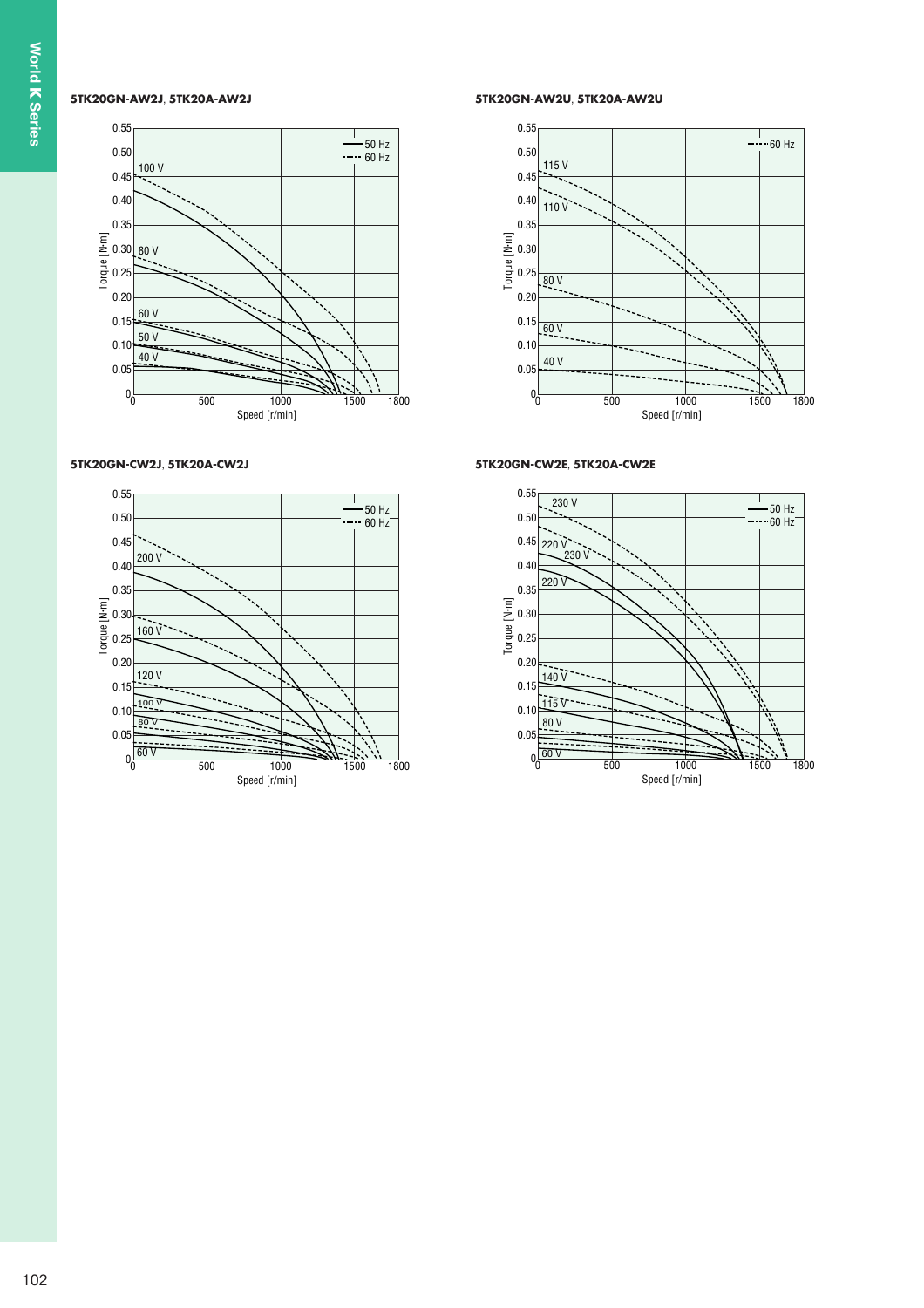**5TK20GN-AW2J**, **5TK20A-AW2J**

**5TK20GN-AW2U**, **5TK20A-AW2U**

**5TK20GN-CW2J**, **5TK20A-CW2J**

**5TK20GN-CW2E**, **5TK20A-CW2E**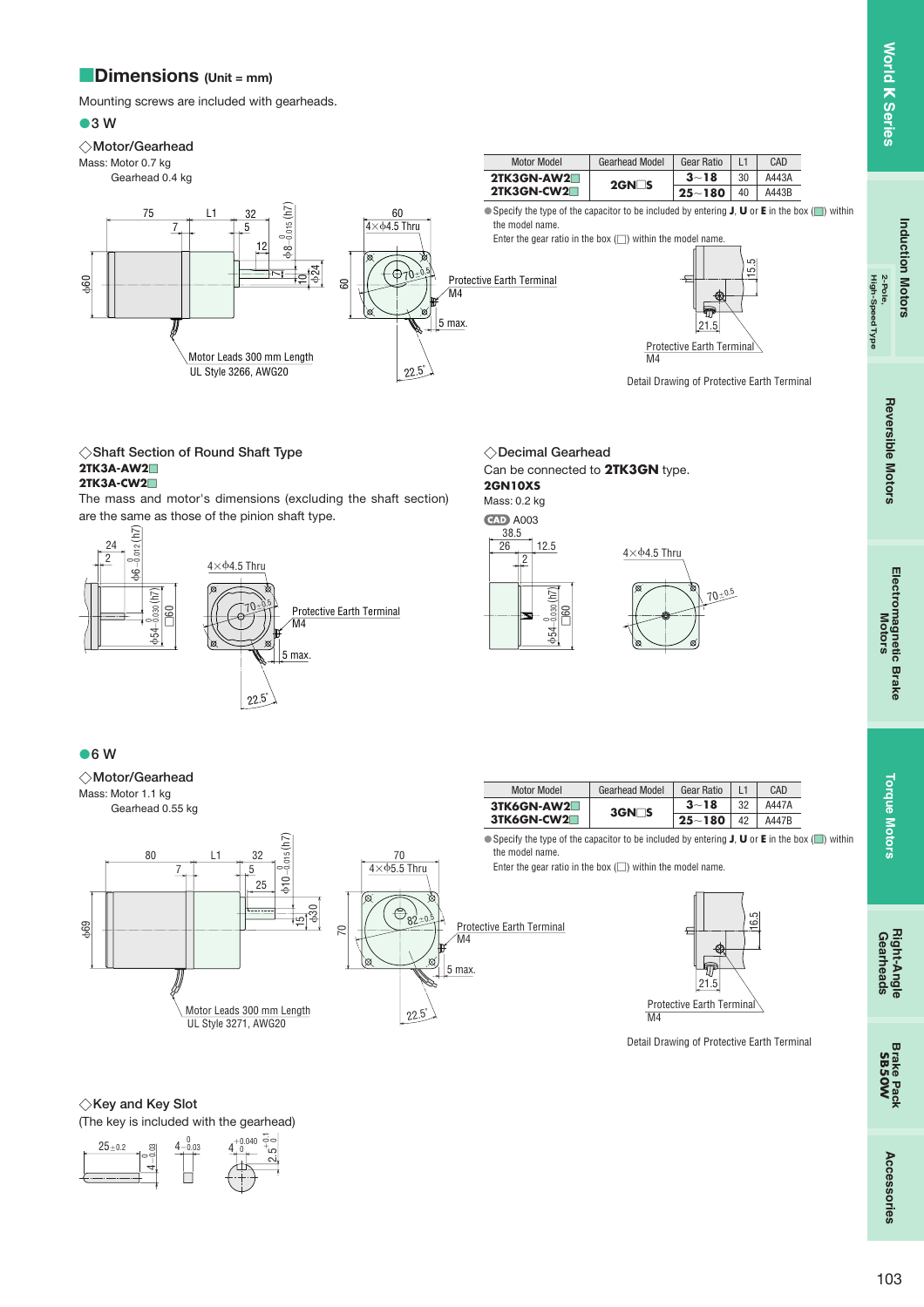## Dimensions (Unit = mm)

Mounting screws are included with gearheads.

### ●3 W

#### ◇Motor/Gearhead

Mass: Motor 0.7 kg
Gearhead 0.4 kg

| Motor Model | Gearhead Model | Gear Ratio | L1 | CAD |
|---|---|---|---|---|
| 2TK3GN-AW2□ | 2GN□S | 3~18 | 30 | A443A |
| 2TK3GN-CW2□ | | 25~180 | 40 | A443B |

● Specify the type of the capacitor to be included by entering **J**, **U** or **E** in the box (□) within the model name.
Enter the gear ratio in the box (□) within the model name.

Motor Leads 300 mm Length
UL Style 3266, AWG20

Protective Earth Terminal
M4

Detail Drawing of Protective Earth Terminal

#### ◇Shaft Section of Round Shaft Type

**2TK3A-AW2□**
**2TK3A-CW2□**

The mass and motor's dimensions (excluding the shaft section) are the same as those of the pinion shaft type.

#### ◇Decimal Gearhead

Can be connected to **2TK3GN** type.
**2GN10XS**
Mass: 0.2 kg
CAD A003

### ●6 W

#### ◇Motor/Gearhead

Mass: Motor 1.1 kg
Gearhead 0.55 kg

| Motor Model | Gearhead Model | Gear Ratio | L1 | CAD |
|---|---|---|---|---|
| 3TK6GN-AW2□ | 3GN□S | 3~18 | 32 | A447A |
| 3TK6GN-CW2□ | | 25~180 | 42 | A447B |

● Specify the type of the capacitor to be included by entering **J**, **U** or **E** in the box (□) within the model name.
Enter the gear ratio in the box (□) within the model name.

Motor Leads 300 mm Length
UL Style 3271, AWG20

Protective Earth Terminal
M4

Detail Drawing of Protective Earth Terminal

#### ◇Key and Key Slot

(The key is included with the gearhead)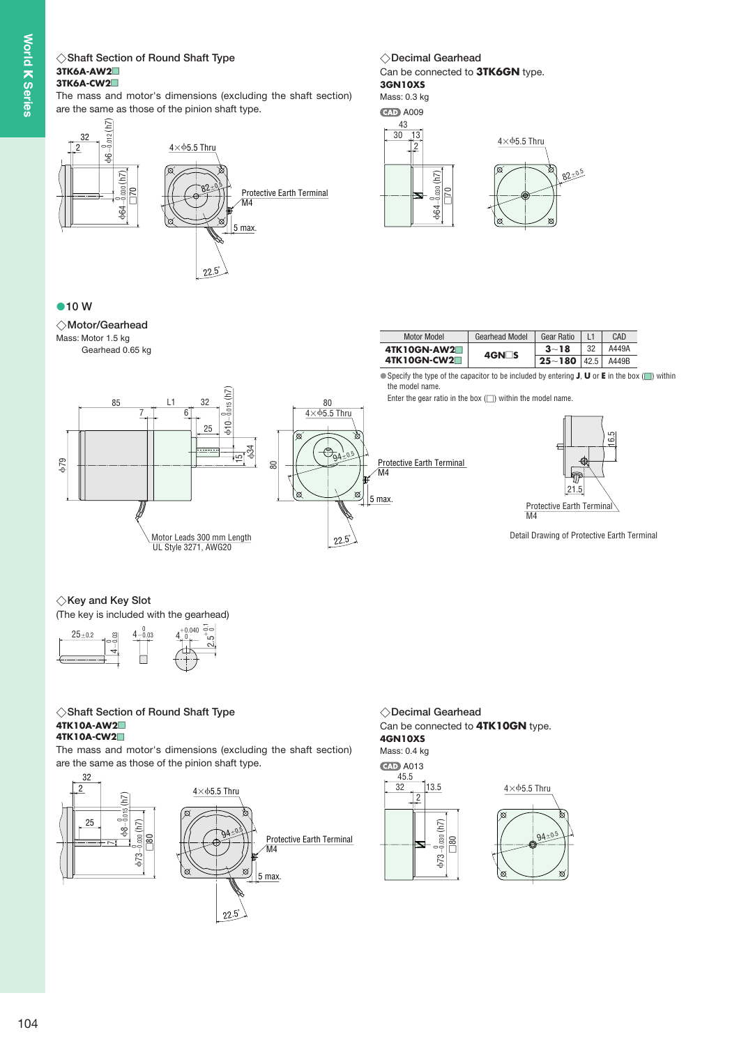### ◇Shaft Section of Round Shaft Type

**3TK6A-AW2□**
**3TK6A-CW2□**

The mass and motor's dimensions (excluding the shaft section) are the same as those of the pinion shaft type.

### ◇Decimal Gearhead

Can be connected to **3TK6GN** type.

**3GN10XS**

Mass: 0.3 kg

CAD A009

## ●10 W

### ◇Motor/Gearhead

Mass: Motor 1.5 kg
Gearhead 0.65 kg

| Motor Model | Gearhead Model | Gear Ratio | L1 | CAD |
|---|---|---|---|---|
| **4TK10GN-AW2□** **4TK10GN-CW2□** | **4GN□S** | **3～18** | 32 | A449A |
| | | **25～180** | 42.5 | A449B |

●Specify the type of the capacitor to be included by entering **J**, **U** or **E** in the box (□) within the model name.
Enter the gear ratio in the box (□) within the model name.

Motor Leads 300 mm Length
UL Style 3271, AWG20

Protective Earth Terminal M4

Detail Drawing of Protective Earth Terminal

### ◇Key and Key Slot

(The key is included with the gearhead)

### ◇Shaft Section of Round Shaft Type

**4TK10A-AW2□**
**4TK10A-CW2□**

The mass and motor's dimensions (excluding the shaft section) are the same as those of the pinion shaft type.

### ◇Decimal Gearhead

Can be connected to **4TK10GN** type.

**4GN10XS**

Mass: 0.4 kg

CAD A013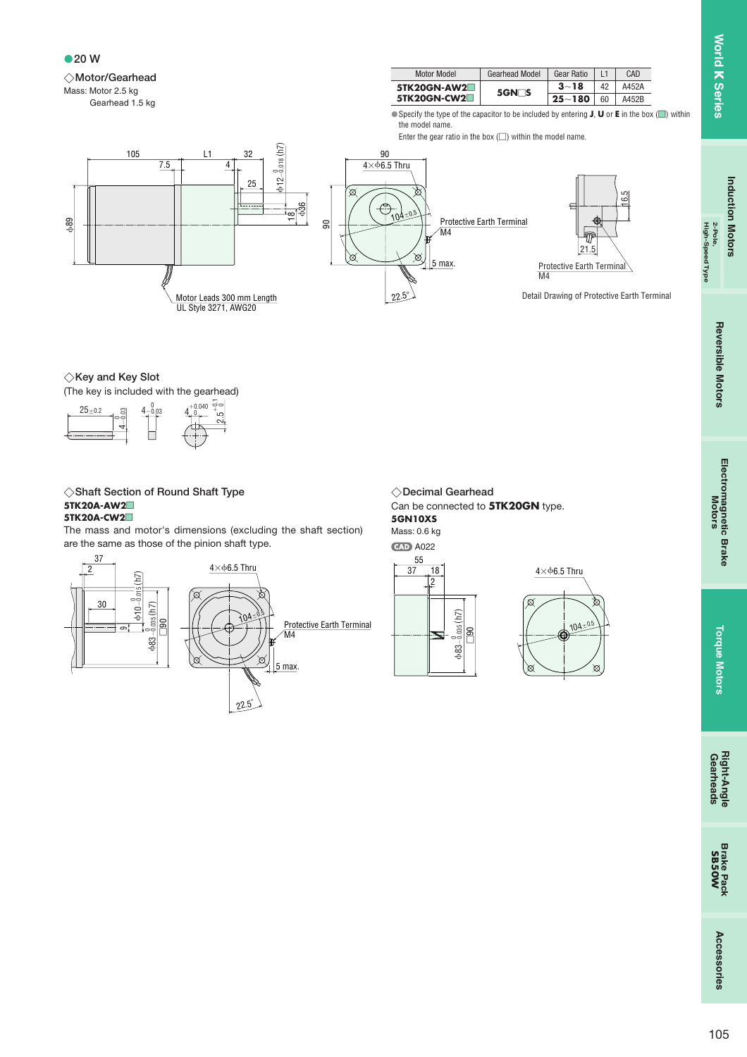● 20 W

◇Motor/Gearhead

Mass: Motor 2.5 kg
Gearhead 1.5 kg

| Motor Model | Gearhead Model | Gear Ratio | L1 | CAD |
|---|---|---|---|---|
| **5TK20GN-AW2□** **5TK20GN-CW2□** | **5GN□S** | **3~18** | 42 | A452A |
| | | **25~180** | 60 | A452B |

● Specify the type of the capacitor to be included by entering **J**, **U** or **E** in the box (□) within the model name.
Enter the gear ratio in the box (□) within the model name.

105 | 7.5 | L1 | 4 | 32 | 25 | $\phi 12_{-0.018}^{\ 0}$ (h7) | 18 | φ36 | φ89 | 90 | 4×φ6.5 Thru | $104\pm0.5$ | 5 max. | 22.5° | 16.5 | 21.5

Protective Earth Terminal M4

Motor Leads 300 mm Length UL Style 3271, AWG20

Protective Earth Terminal M4

Detail Drawing of Protective Earth Terminal

◇Key and Key Slot

(The key is included with the gearhead)

$25\pm0.2$ | $4_{-0.03}^{\ 0}$ | $4_{-0.03}^{\ 0}$ | $4_{\ 0}^{+0.040}$ | $2.5_{\ 0}^{+0.1}$

◇Shaft Section of Round Shaft Type

**5TK20A-AW2□**
**5TK20A-CW2□**

The mass and motor's dimensions (excluding the shaft section) are the same as those of the pinion shaft type.

37 | 2 | 30 | 9 | $\phi 10_{-0.015}^{\ 0}$ (h7) | $\phi 83_{-0.035}^{\ 0}$ (h7) | □90 | 4×φ6.5 Thru | $104\pm0.5$ | 5 max. | 22.5°

Protective Earth Terminal M4

◇Decimal Gearhead

Can be connected to **5TK20GN** type.

**5GN10XS**

Mass: 0.6 kg

CAD A022

55 | 37 | 18 | 2 | $\phi 83_{-0.035}^{\ 0}$ (h7) | □90 | 4×φ6.5 Thru | $104\pm0.5$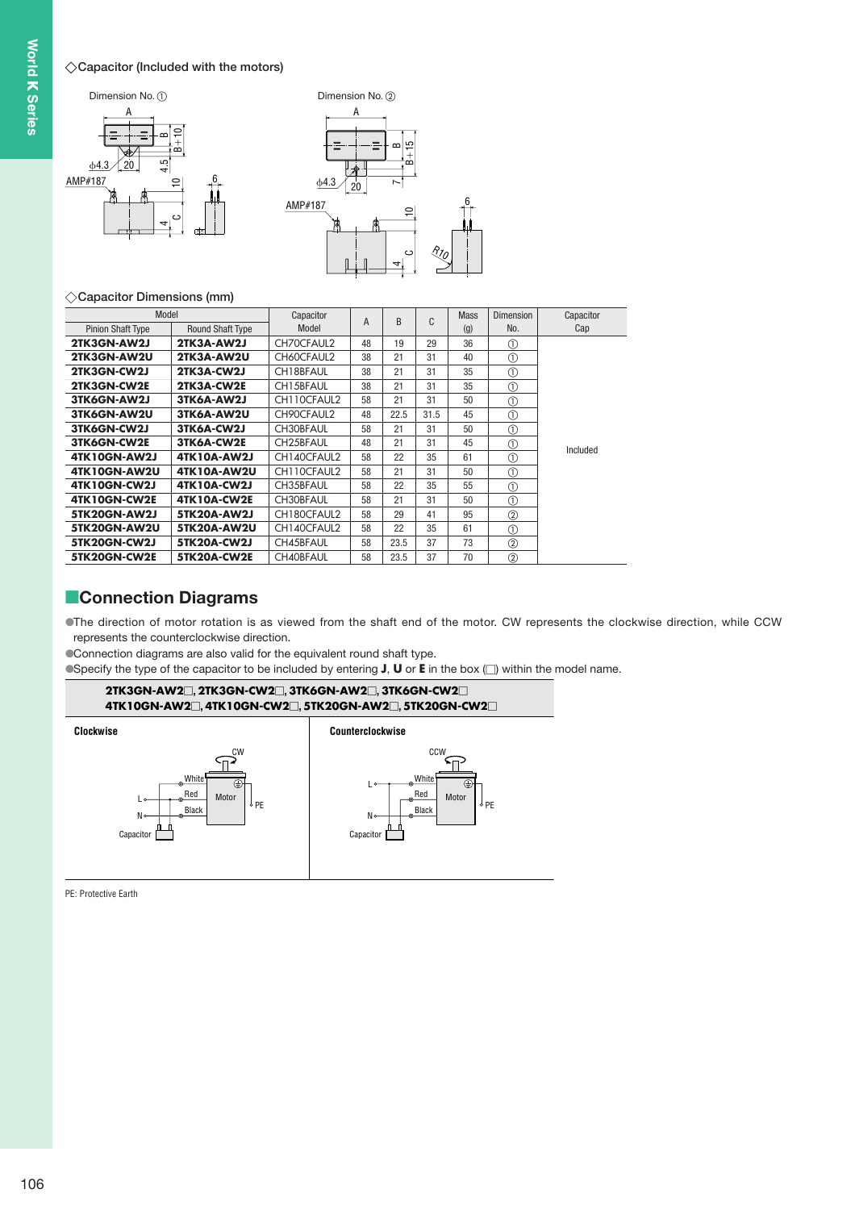◇Capacitor (Included with the motors)

Dimension No. ①

Dimension No. ②

◇Capacitor Dimensions (mm)

| Model | | Capacitor Model | A | B | C | Mass (g) | Dimension No. | Capacitor Cap |
|---|---|---|---|---|---|---|---|---|
| Pinion Shaft Type | Round Shaft Type | | | | | | | |
| **2TK3GN-AW2J** | **2TK3A-AW2J** | CH70CFAUL2 | 48 | 19 | 29 | 36 | ① | Included |
| **2TK3GN-AW2U** | **2TK3A-AW2U** | CH60CFAUL2 | 38 | 21 | 31 | 40 | ① | |
| **2TK3GN-CW2J** | **2TK3A-CW2J** | CH18BFAUL | 38 | 21 | 31 | 35 | ① | |
| **2TK3GN-CW2E** | **2TK3A-CW2E** | CH15BFAUL | 38 | 21 | 31 | 35 | ① | |
| **3TK6GN-AW2J** | **3TK6A-AW2J** | CH110CFAUL2 | 58 | 21 | 31 | 50 | ① | |
| **3TK6GN-AW2U** | **3TK6A-AW2U** | CH90CFAUL2 | 48 | 22.5 | 31.5 | 45 | ① | |
| **3TK6GN-CW2J** | **3TK6A-CW2J** | CH30BFAUL | 58 | 21 | 31 | 50 | ① | |
| **3TK6GN-CW2E** | **3TK6A-CW2E** | CH25BFAUL | 48 | 21 | 31 | 45 | ① | |
| **4TK10GN-AW2J** | **4TK10A-AW2J** | CH140CFAUL2 | 58 | 22 | 35 | 61 | ① | |
| **4TK10GN-AW2U** | **4TK10A-AW2U** | CH110CFAUL2 | 58 | 21 | 31 | 50 | ① | |
| **4TK10GN-CW2J** | **4TK10A-CW2J** | CH35BFAUL | 58 | 22 | 35 | 55 | ① | |
| **4TK10GN-CW2E** | **4TK10A-CW2E** | CH30BFAUL | 58 | 21 | 31 | 50 | ① | |
| **5TK20GN-AW2J** | **5TK20A-AW2J** | CH180CFAUL2 | 58 | 29 | 41 | 95 | ② | |
| **5TK20GN-AW2U** | **5TK20A-AW2U** | CH140CFAUL2 | 58 | 22 | 35 | 61 | ① | |
| **5TK20GN-CW2J** | **5TK20A-CW2J** | CH45BFAUL | 58 | 23.5 | 37 | 73 | ② | |
| **5TK20GN-CW2E** | **5TK20A-CW2E** | CH40BFAUL | 58 | 23.5 | 37 | 70 | ② | |

## Connection Diagrams

● The direction of motor rotation is as viewed from the shaft end of the motor. CW represents the clockwise direction, while CCW represents the counterclockwise direction.

● Connection diagrams are also valid for the equivalent round shaft type.

● Specify the type of the capacitor to be included by entering **J**, **U** or **E** in the box (□) within the model name.

**2TK3GN-AW2□, 2TK3GN-CW2□, 3TK6GN-AW2□, 3TK6GN-CW2□**
**4TK10GN-AW2□, 4TK10GN-CW2□, 5TK20GN-AW2□, 5TK20GN-CW2□**

**Clockwise**

**Counterclockwise**

PE: Protective Earth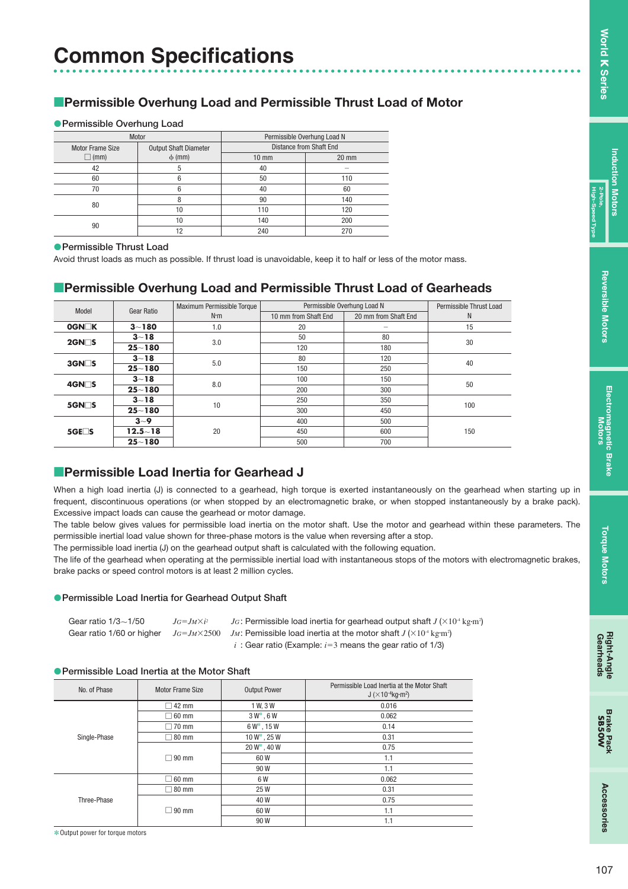# Common Specifications

## ■Permissible Overhung Load and Permissible Thrust Load of Motor

### ●Permissible Overhung Load

| Motor | | Permissible Overhung Load N | |
|---|---|---|---|
| | | Distance from Shaft End | |
| Motor Frame Size ☐ (mm) | Output Shaft Diameter ϕ (mm) | 10 mm | 20 mm |
| 42 | 5 | 40 | – |
| 60 | 6 | 50 | 110 |
| 70 | 6 | 40 | 60 |
| 80 | 8 | 90 | 140 |
| | 10 | 110 | 120 |
| 90 | 10 | 140 | 200 |
| | 12 | 240 | 270 |

### ●Permissible Thrust Load

Avoid thrust loads as much as possible. If thrust load is unavoidable, keep it to half or less of the motor mass.

## ■Permissible Overhung Load and Permissible Thrust Load of Gearheads

| Model | Gear Ratio | Maximum Permissible Torque N·m | Permissible Overhung Load N | | Permissible Thrust Load N |
|---|---|---|---|---|---|
| | | | 10 mm from Shaft End | 20 mm from Shaft End | |
| **0GN☐K** | **3～180** | 1.0 | 20 | – | 15 |
| **2GN☐S** | **3～18** | 3.0 | 50 | 80 | 30 |
| | **25～180** | | 120 | 180 | |
| **3GN☐S** | **3～18** | 5.0 | 80 | 120 | 40 |
| | **25～180** | | 150 | 250 | |
| **4GN☐S** | **3～18** | 8.0 | 100 | 150 | 50 |
| | **25～180** | | 200 | 300 | |
| **5GN☐S** | **3～18** | 10 | 250 | 350 | 100 |
| | **25～180** | | 300 | 450 | |
| **5GE☐S** | **3～9** | 20 | 400 | 500 | 150 |
| | **12.5～18** | | 450 | 600 | |
| | **25～180** | | 500 | 700 | |

## ■Permissible Load Inertia for Gearhead J

When a high load inertia (J) is connected to a gearhead, high torque is exerted instantaneously on the gearhead when starting up in frequent, discontinuous operations (or when stopped by an electromagnetic brake, or when stopped instantaneously by a brake pack). Excessive impact loads can cause the gearhead or motor damage.

The table below gives values for permissible load inertia on the motor shaft. Use the motor and gearhead within these parameters. The permissible inertial load value shown for three-phase motors is the value when reversing after a stop.

The permissible load inertia (J) on the gearhead output shaft is calculated with the following equation.

The life of the gearhead when operating at the permissible inertial load with instantaneous stops of the motors with electromagnetic brakes, brake packs or speed control motors is at least 2 million cycles.

### ●Permissible Load Inertia for Gearhead Output Shaft

Gear ratio 1/3～1/50 $J_G = J_M \times i^2$

Gear ratio 1/60 or higher $J_G = J_M \times 2500$

$J_G$: Permissible load inertia for gearhead output shaft $J$ ($\times 10^{-4}$ kg·m$^2$)

$J_M$: Permissible load inertia at the motor shaft $J$ ($\times 10^{-4}$ kg·m$^2$)

$i$ : Gear ratio (Example: $i=3$ means the gear ratio of 1/3)

### ●Permissible Load Inertia at the Motor Shaft

| No. of Phase | Motor Frame Size | Output Power | Permissible Load Inertia at the Motor Shaft J ($\times 10^{-4}$kg·m$^2$) |
|---|---|---|---|
| Single-Phase | ☐42 mm | 1 W, 3 W | 0.016 |
| | ☐60 mm | 3 W*, 6 W | 0.062 |
| | ☐70 mm | 6 W*, 15 W | 0.14 |
| | ☐80 mm | 10 W*, 25 W | 0.31 |
| | ☐90 mm | 20 W*, 40 W | 0.75 |
| | | 60 W | 1.1 |
| | | 90 W | 1.1 |
| Three-Phase | ☐60 mm | 6 W | 0.062 |
| | ☐80 mm | 25 W | 0.31 |
| | ☐90 mm | 40 W | 0.75 |
| | | 60 W | 1.1 |
| | | 90 W | 1.1 |

*Output power for torque motors